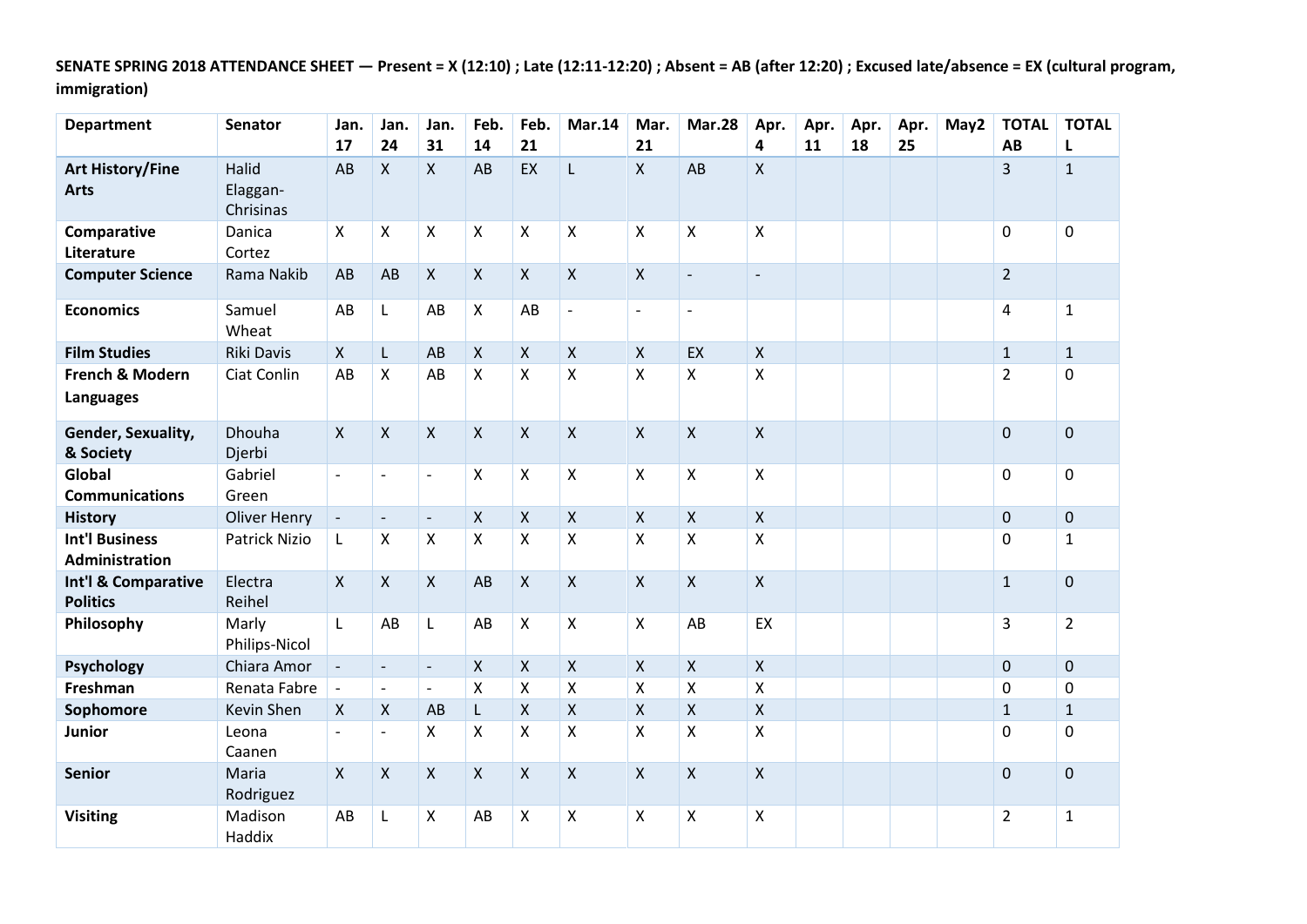**SENATE SPRING 2018 ATTENDANCE SHEET — Present = X (12:10) ; Late (12:11-12:20) ; Absent = AB (after 12:20) ; Excused late/absence = EX (cultural program, immigration)**

| Department | Senator | Jan. 17 | Jan. 24 | Jan. 31 | Feb. 14 | Feb. 21 | Mar.14 | Mar. 21 | Mar.28 | Apr. 4 | Apr. 11 | Apr. 18 | Apr. 25 | May2 | TOTAL AB | TOTAL L |
|---|---|---|---|---|---|---|---|---|---|---|---|---|---|---|---|---|
| **Art History/Fine Arts** | Halid Elaggan-Chrisinas | AB | X | X | AB | EX | L | X | AB | X | | | | | 3 | 1 |
| **Comparative Literature** | Danica Cortez | X | X | X | X | X | X | X | X | X | | | | | 0 | 0 |
| **Computer Science** | Rama Nakib | AB | AB | X | X | X | X | X | - | - | | | | | 2 | |
| **Economics** | Samuel Wheat | AB | L | AB | X | AB | - | - | - | | | | | | 4 | 1 |
| **Film Studies** | Riki Davis | X | L | AB | X | X | X | X | EX | X | | | | | 1 | 1 |
| **French & Modern Languages** | Ciat Conlin | AB | X | AB | X | X | X | X | X | X | | | | | 2 | 0 |
| **Gender, Sexuality, & Society** | Dhouha Djerbi | X | X | X | X | X | X | X | X | X | | | | | 0 | 0 |
| **Global Communications** | Gabriel Green | - | - | - | X | X | X | X | X | X | | | | | 0 | 0 |
| **History** | Oliver Henry | - | - | - | X | X | X | X | X | X | | | | | 0 | 0 |
| **Int'l Business Administration** | Patrick Nizio | L | X | X | X | X | X | X | X | X | | | | | 0 | 1 |
| **Int'l & Comparative Politics** | Electra Reihel | X | X | X | AB | X | X | X | X | X | | | | | 1 | 0 |
| **Philosophy** | Marly Philips-Nicol | L | AB | L | AB | X | X | X | AB | EX | | | | | 3 | 2 |
| **Psychology** | Chiara Amor | - | - | - | X | X | X | X | X | X | | | | | 0 | 0 |
| **Freshman** | Renata Fabre | - | - | - | X | X | X | X | X | X | | | | | 0 | 0 |
| **Sophomore** | Kevin Shen | X | X | AB | L | X | X | X | X | X | | | | | 1 | 1 |
| **Junior** | Leona Caanen | - | - | X | X | X | X | X | X | X | | | | | 0 | 0 |
| **Senior** | Maria Rodriguez | X | X | X | X | X | X | X | X | X | | | | | 0 | 0 |
| **Visiting** | Madison Haddix | AB | L | X | AB | X | X | X | X | X | | | | | 2 | 1 |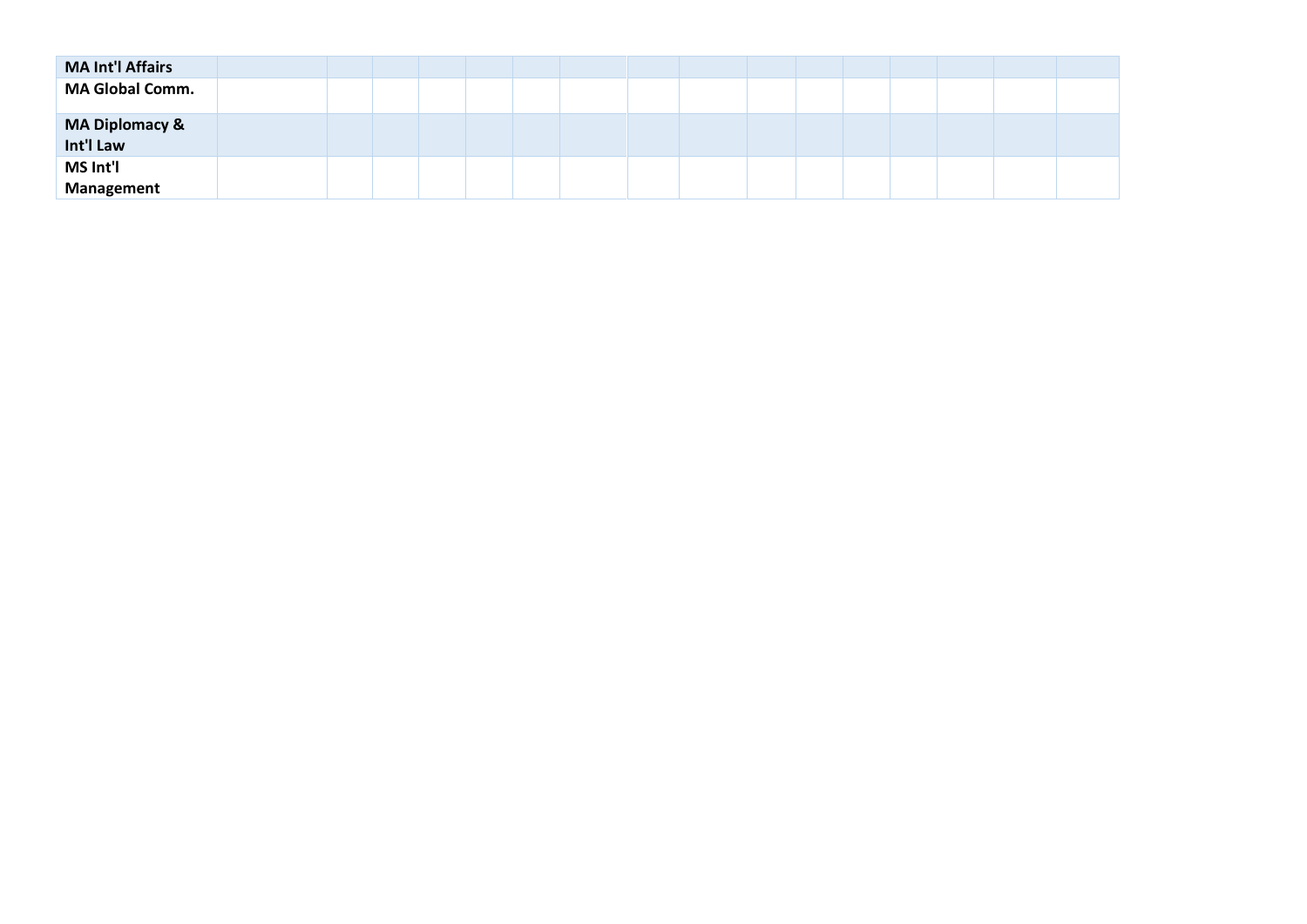| | | | | | | | | | | | | | | | | |
|---|---|---|---|---|---|---|---|---|---|---|---|---|---|---|---|---|
| **MA Int'l Affairs** | | | | | | | | | | | | | | | | |
| **MA Global Comm.** | | | | | | | | | | | | | | | | |
| **MA Diplomacy & Int'l Law** | | | | | | | | | | | | | | | | |
| **MS Int'l Management** | | | | | | | | | | | | | | | | |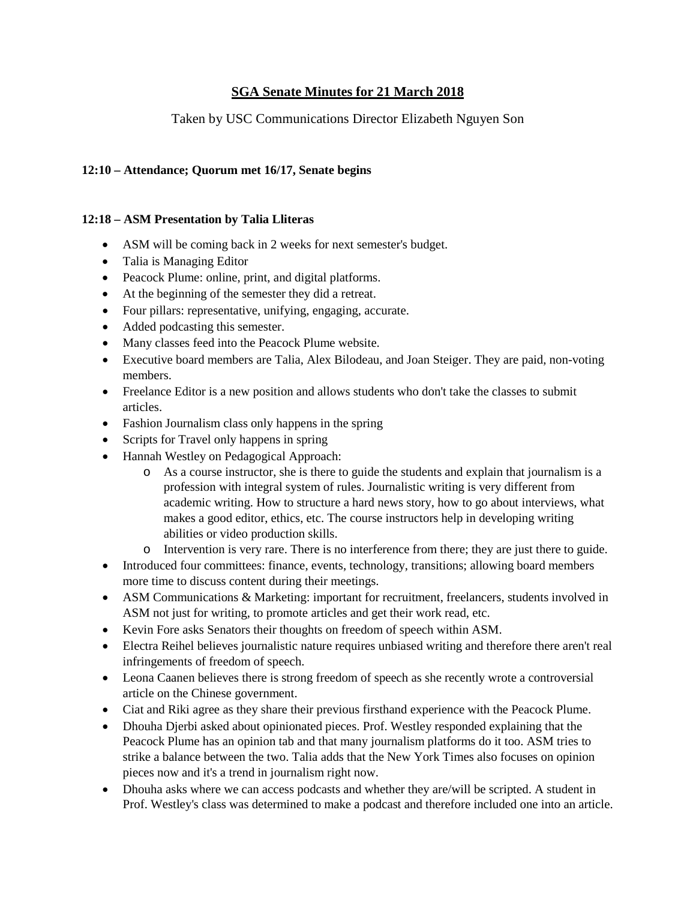# SGA Senate Minutes for 21 March 2018

Taken by USC Communications Director Elizabeth Nguyen Son

**12:10 – Attendance; Quorum met 16/17, Senate begins**

**12:18 – ASM Presentation by Talia Lliteras**

- ASM will be coming back in 2 weeks for next semester's budget.
- Talia is Managing Editor
- Peacock Plume: online, print, and digital platforms.
- At the beginning of the semester they did a retreat.
- Four pillars: representative, unifying, engaging, accurate.
- Added podcasting this semester.
- Many classes feed into the Peacock Plume website.
- Executive board members are Talia, Alex Bilodeau, and Joan Steiger. They are paid, non-voting members.
- Freelance Editor is a new position and allows students who don't take the classes to submit articles.
- Fashion Journalism class only happens in the spring
- Scripts for Travel only happens in spring
- Hannah Westley on Pedagogical Approach:
    - As a course instructor, she is there to guide the students and explain that journalism is a profession with integral system of rules. Journalistic writing is very different from academic writing. How to structure a hard news story, how to go about interviews, what makes a good editor, ethics, etc. The course instructors help in developing writing abilities or video production skills.
    - Intervention is very rare. There is no interference from there; they are just there to guide.
- Introduced four committees: finance, events, technology, transitions; allowing board members more time to discuss content during their meetings.
- ASM Communications & Marketing: important for recruitment, freelancers, students involved in ASM not just for writing, to promote articles and get their work read, etc.
- Kevin Fore asks Senators their thoughts on freedom of speech within ASM.
- Electra Reihel believes journalistic nature requires unbiased writing and therefore there aren't real infringements of freedom of speech.
- Leona Caanen believes there is strong freedom of speech as she recently wrote a controversial article on the Chinese government.
- Ciat and Riki agree as they share their previous firsthand experience with the Peacock Plume.
- Dhouha Djerbi asked about opinionated pieces. Prof. Westley responded explaining that the Peacock Plume has an opinion tab and that many journalism platforms do it too. ASM tries to strike a balance between the two. Talia adds that the New York Times also focuses on opinion pieces now and it's a trend in journalism right now.
- Dhouha asks where we can access podcasts and whether they are/will be scripted. A student in Prof. Westley's class was determined to make a podcast and therefore included one into an article.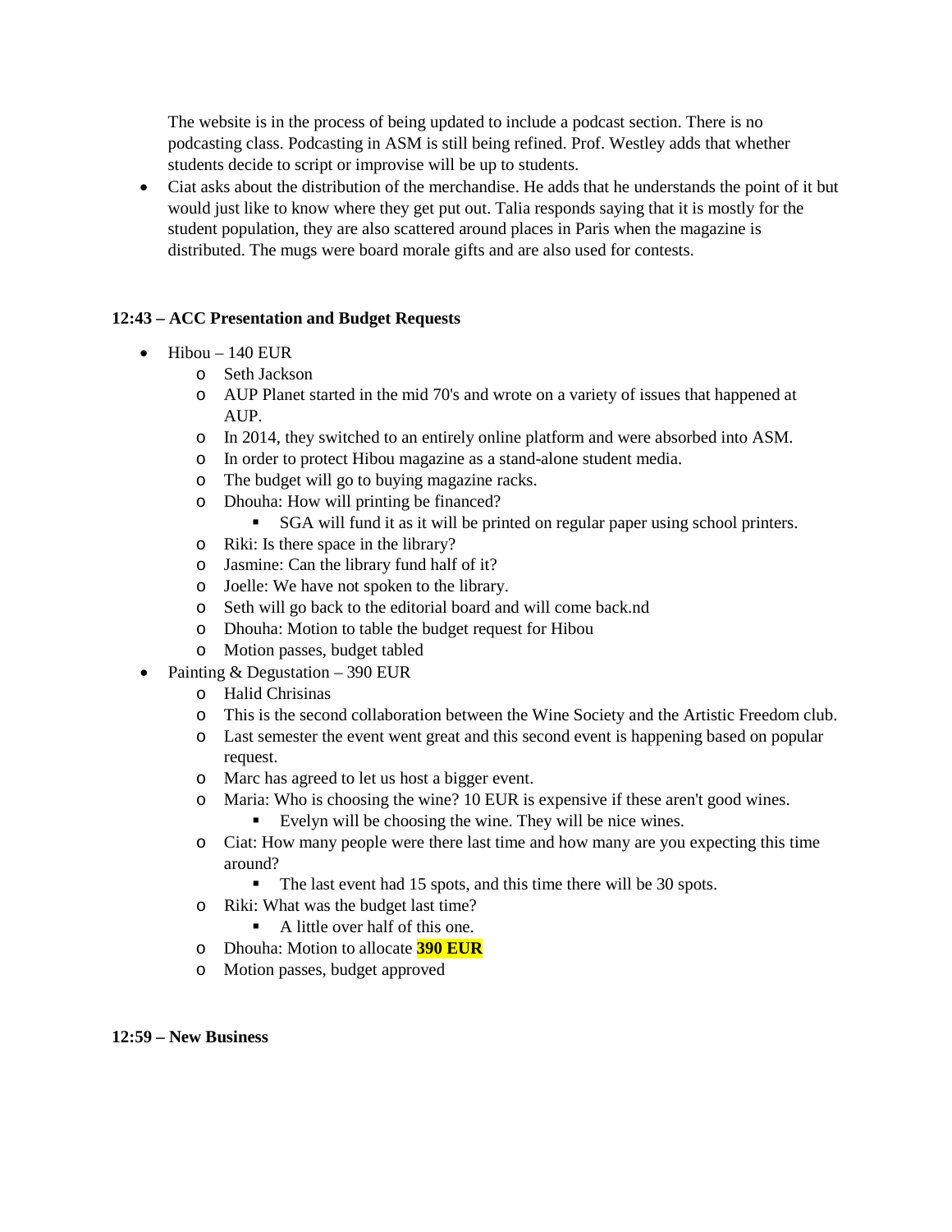The website is in the process of being updated to include a podcast section. There is no podcasting class. Podcasting in ASM is still being refined. Prof. Westley adds that whether students decide to script or improvise will be up to students.

- Ciat asks about the distribution of the merchandise. He adds that he understands the point of it but would just like to know where they get put out. Talia responds saying that it is mostly for the student population, they are also scattered around places in Paris when the magazine is distributed. The mugs were board morale gifts and are also used for contests.

**12:43 – ACC Presentation and Budget Requests**

- Hibou – 140 EUR
  - Seth Jackson
  - AUP Planet started in the mid 70's and wrote on a variety of issues that happened at AUP.
  - In 2014, they switched to an entirely online platform and were absorbed into ASM.
  - In order to protect Hibou magazine as a stand-alone student media.
  - The budget will go to buying magazine racks.
  - Dhouha: How will printing be financed?
    - SGA will fund it as it will be printed on regular paper using school printers.
  - Riki: Is there space in the library?
  - Jasmine: Can the library fund half of it?
  - Joelle: We have not spoken to the library.
  - Seth will go back to the editorial board and will come back.nd
  - Dhouha: Motion to table the budget request for Hibou
  - Motion passes, budget tabled
- Painting & Degustation – 390 EUR
  - Halid Chrisinas
  - This is the second collaboration between the Wine Society and the Artistic Freedom club.
  - Last semester the event went great and this second event is happening based on popular request.
  - Marc has agreed to let us host a bigger event.
  - Maria: Who is choosing the wine? 10 EUR is expensive if these aren't good wines.
    - Evelyn will be choosing the wine. They will be nice wines.
  - Ciat: How many people were there last time and how many are you expecting this time around?
    - The last event had 15 spots, and this time there will be 30 spots.
  - Riki: What was the budget last time?
    - A little over half of this one.
  - Dhouha: Motion to allocate **390 EUR**
  - Motion passes, budget approved

**12:59 – New Business**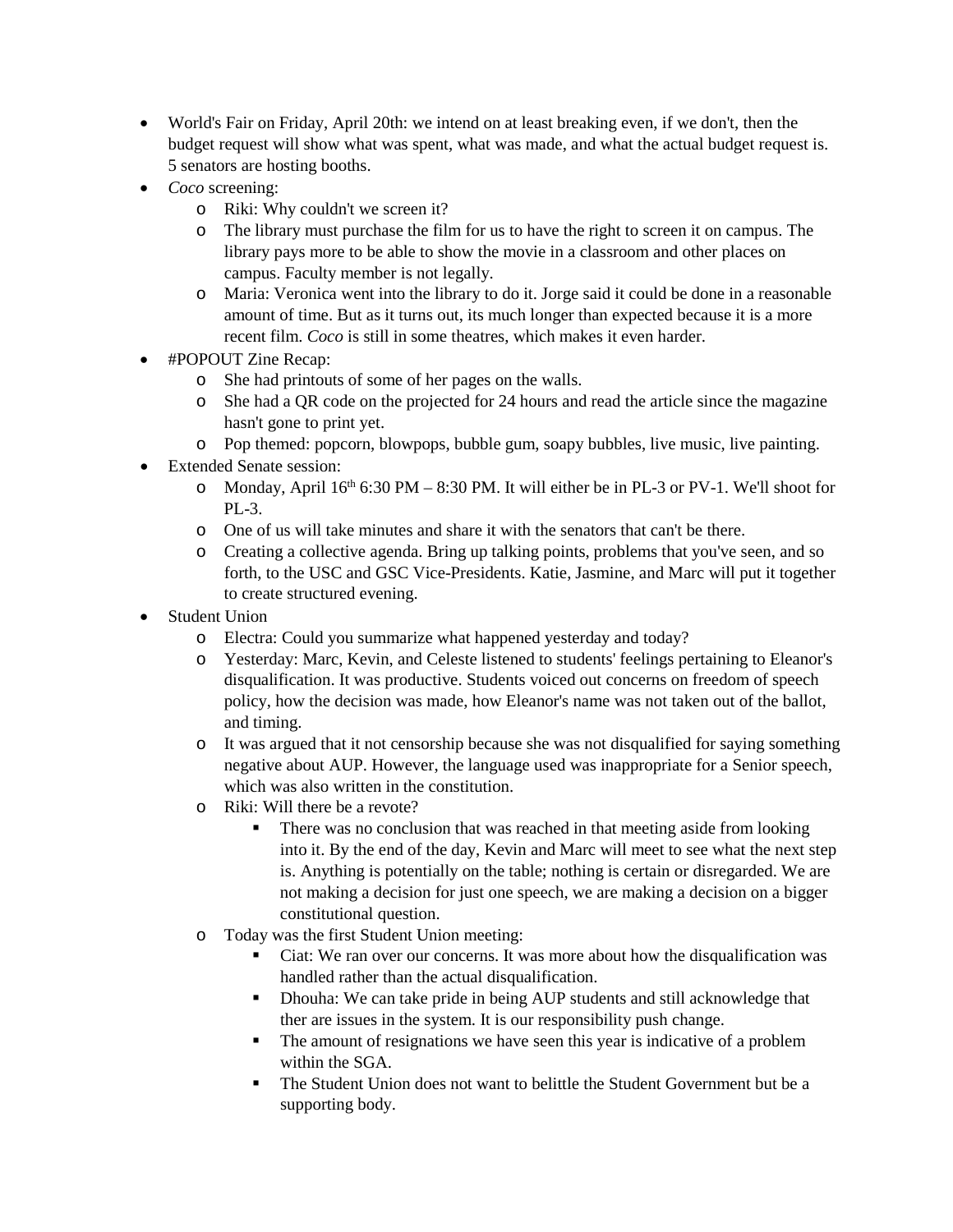- World's Fair on Friday, April 20th: we intend on at least breaking even, if we don't, then the budget request will show what was spent, what was made, and what the actual budget request is. 5 senators are hosting booths.
- *Coco* screening:
  - Riki: Why couldn't we screen it?
  - The library must purchase the film for us to have the right to screen it on campus. The library pays more to be able to show the movie in a classroom and other places on campus. Faculty member is not legally.
  - Maria: Veronica went into the library to do it. Jorge said it could be done in a reasonable amount of time. But as it turns out, its much longer than expected because it is a more recent film. *Coco* is still in some theatres, which makes it even harder.
- #POPOUT Zine Recap:
  - She had printouts of some of her pages on the walls.
  - She had a QR code on the projected for 24 hours and read the article since the magazine hasn't gone to print yet.
  - Pop themed: popcorn, blowpops, bubble gum, soapy bubbles, live music, live painting.
- Extended Senate session:
  - Monday, April 16th 6:30 PM – 8:30 PM. It will either be in PL-3 or PV-1. We'll shoot for PL-3.
  - One of us will take minutes and share it with the senators that can't be there.
  - Creating a collective agenda. Bring up talking points, problems that you've seen, and so forth, to the USC and GSC Vice-Presidents. Katie, Jasmine, and Marc will put it together to create structured evening.
- Student Union
  - Electra: Could you summarize what happened yesterday and today?
  - Yesterday: Marc, Kevin, and Celeste listened to students' feelings pertaining to Eleanor's disqualification. It was productive. Students voiced out concerns on freedom of speech policy, how the decision was made, how Eleanor's name was not taken out of the ballot, and timing.
  - It was argued that it not censorship because she was not disqualified for saying something negative about AUP. However, the language used was inappropriate for a Senior speech, which was also written in the constitution.
  - Riki: Will there be a revote?
    - There was no conclusion that was reached in that meeting aside from looking into it. By the end of the day, Kevin and Marc will meet to see what the next step is. Anything is potentially on the table; nothing is certain or disregarded. We are not making a decision for just one speech, we are making a decision on a bigger constitutional question.
  - Today was the first Student Union meeting:
    - Ciat: We ran over our concerns. It was more about how the disqualification was handled rather than the actual disqualification.
    - Dhouha: We can take pride in being AUP students and still acknowledge that ther are issues in the system. It is our responsibility push change.
    - The amount of resignations we have seen this year is indicative of a problem within the SGA.
    - The Student Union does not want to belittle the Student Government but be a supporting body.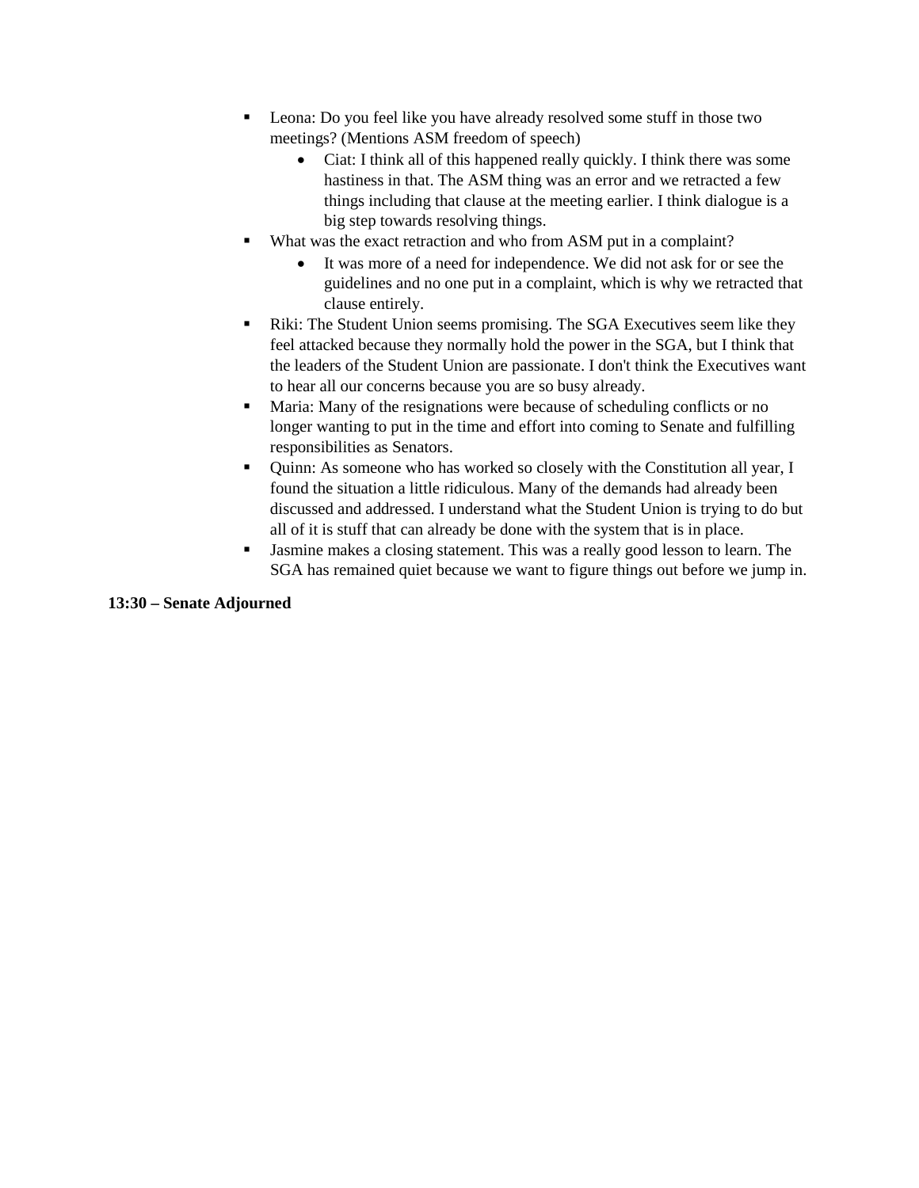- Leona: Do you feel like you have already resolved some stuff in those two meetings? (Mentions ASM freedom of speech)
    - Ciat: I think all of this happened really quickly. I think there was some hastiness in that. The ASM thing was an error and we retracted a few things including that clause at the meeting earlier. I think dialogue is a big step towards resolving things.
- What was the exact retraction and who from ASM put in a complaint?
    - It was more of a need for independence. We did not ask for or see the guidelines and no one put in a complaint, which is why we retracted that clause entirely.
- Riki: The Student Union seems promising. The SGA Executives seem like they feel attacked because they normally hold the power in the SGA, but I think that the leaders of the Student Union are passionate. I don't think the Executives want to hear all our concerns because you are so busy already.
- Maria: Many of the resignations were because of scheduling conflicts or no longer wanting to put in the time and effort into coming to Senate and fulfilling responsibilities as Senators.
- Quinn: As someone who has worked so closely with the Constitution all year, I found the situation a little ridiculous. Many of the demands had already been discussed and addressed. I understand what the Student Union is trying to do but all of it is stuff that can already be done with the system that is in place.
- Jasmine makes a closing statement. This was a really good lesson to learn. The SGA has remained quiet because we want to figure things out before we jump in.

**13:30 – Senate Adjourned**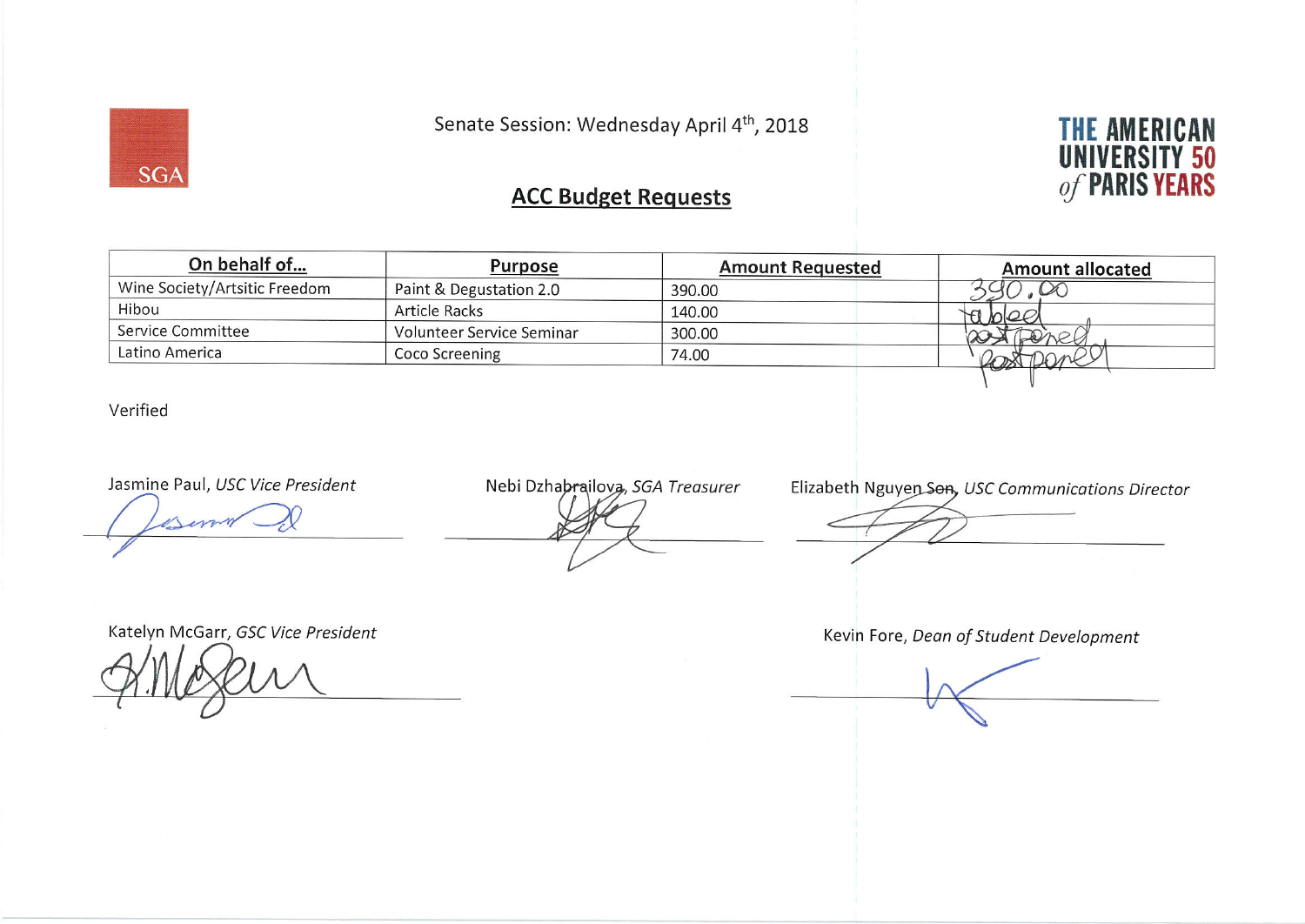SGA

Senate Session: Wednesday April 4th, 2018

THE AMERICAN UNIVERSITY of PARIS 50 YEARS

## ACC Budget Requests

| On behalf of… | Purpose | Amount Requested | Amount allocated |
|---|---|---|---|
| Wine Society/Artsitic Freedom | Paint & Degustation 2.0 | 390.00 | 390.00 |
| Hibou | Article Racks | 140.00 | tabled |
| Service Committee | Volunteer Service Seminar | 300.00 | postponed |
| Latino America | Coco Screening | 74.00 | postponed |

Verified

Jasmine Paul, *USC Vice President*

Nebi Dzhabrailova, *SGA Treasurer*

Elizabeth Nguyen ~~Son~~, *USC Communications Director*

Katelyn McGarr, *GSC Vice President*

Kevin Fore, *Dean of Student Development*